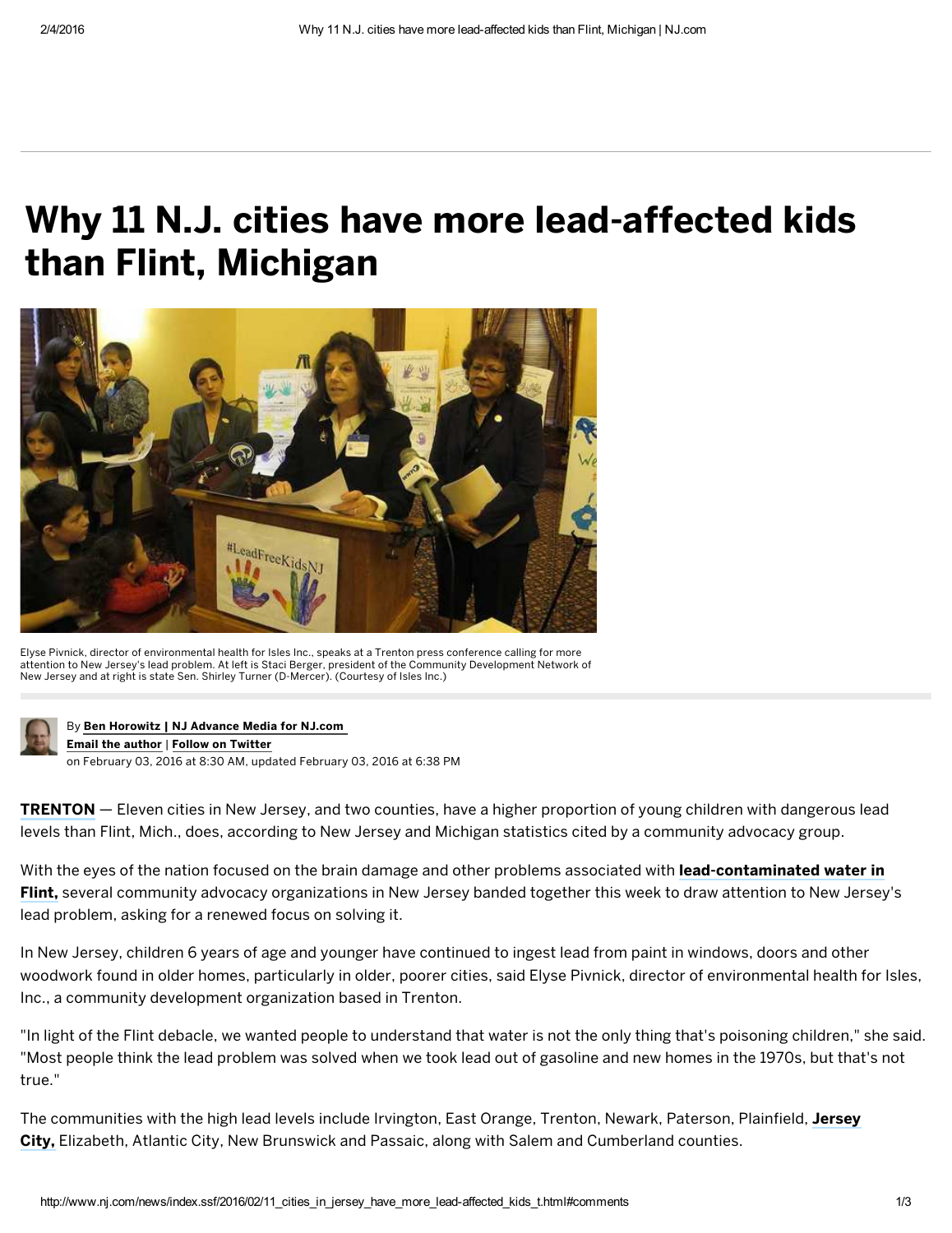# Why 11 N.J. cities have more lead-affected kids than Flint, Michigan

Elyse Pivnick, director of environmental health for Isles Inc., speaks at a Trenton press conference calling for more attention to New Jersey's lead problem. At left is Staci Berger, president of the Community Development Network of New Jersey and at right is state Sen. Shirley Turner (D-Mercer). (Courtesy of Isles Inc.)

By **Ben Horowitz | NJ Advance Media for NJ.com**
**Email the author** | **Follow on Twitter**
on February 03, 2016 at 8:30 AM, updated February 03, 2016 at 6:38 PM

**TRENTON** — Eleven cities in New Jersey, and two counties, have a higher proportion of young children with dangerous lead levels than Flint, Mich., does, according to New Jersey and Michigan statistics cited by a community advocacy group.

With the eyes of the nation focused on the brain damage and other problems associated with **lead-contaminated water in Flint,** several community advocacy organizations in New Jersey banded together this week to draw attention to New Jersey's lead problem, asking for a renewed focus on solving it.

In New Jersey, children 6 years of age and younger have continued to ingest lead from paint in windows, doors and other woodwork found in older homes, particularly in older, poorer cities, said Elyse Pivnick, director of environmental health for Isles, Inc., a community development organization based in Trenton.

"In light of the Flint debacle, we wanted people to understand that water is not the only thing that's poisoning children," she said. "Most people think the lead problem was solved when we took lead out of gasoline and new homes in the 1970s, but that's not true."

The communities with the high lead levels include Irvington, East Orange, Trenton, Newark, Paterson, Plainfield, **Jersey City,** Elizabeth, Atlantic City, New Brunswick and Passaic, along with Salem and Cumberland counties.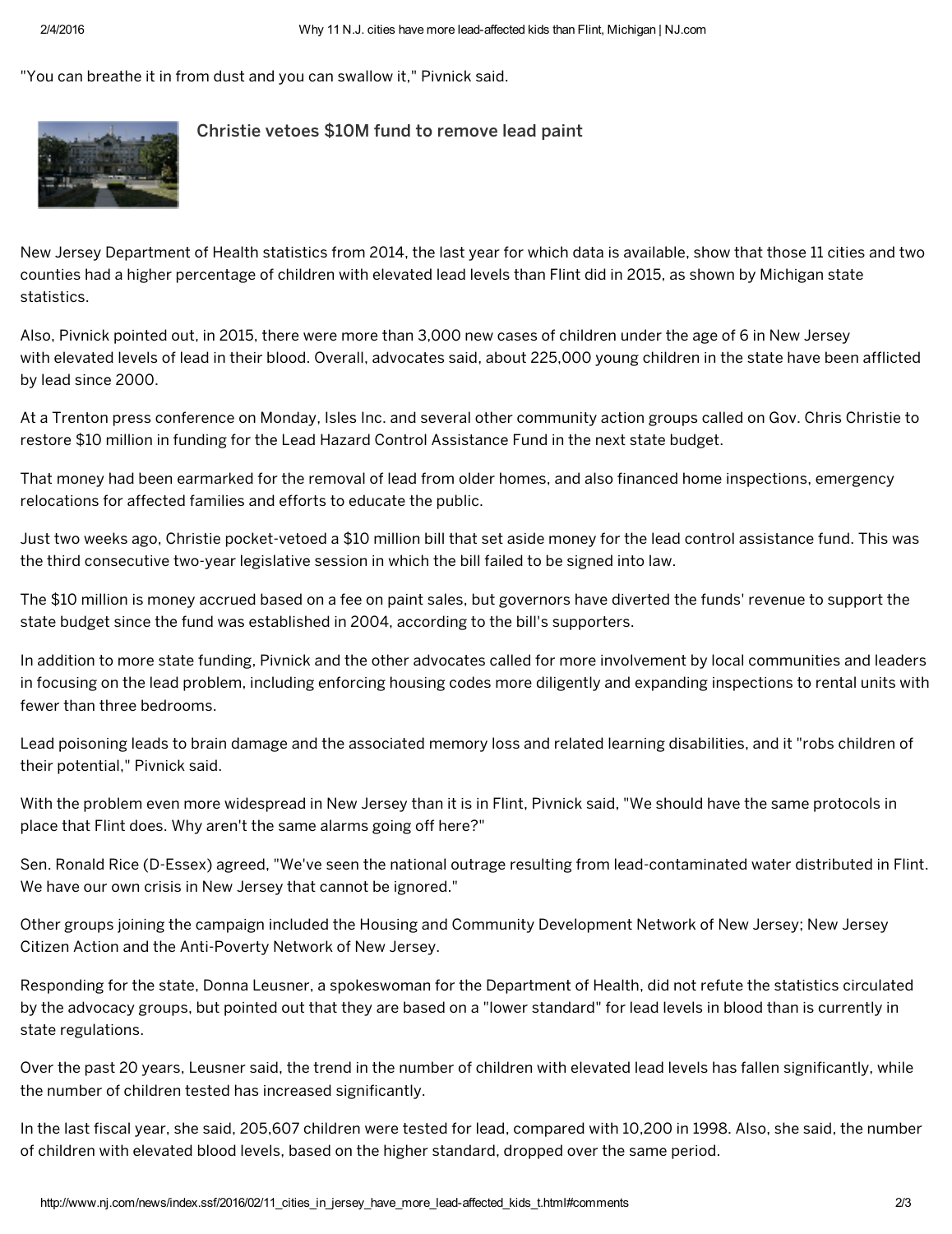"You can breathe it in from dust and you can swallow it," Pivnick said.

Christie vetoes $10M fund to remove lead paint

New Jersey Department of Health statistics from 2014, the last year for which data is available, show that those 11 cities and two counties had a higher percentage of children with elevated lead levels than Flint did in 2015, as shown by Michigan state statistics.

Also, Pivnick pointed out, in 2015, there were more than 3,000 new cases of children under the age of 6 in New Jersey with elevated levels of lead in their blood. Overall, advocates said, about 225,000 young children in the state have been afflicted by lead since 2000.

At a Trenton press conference on Monday, Isles Inc. and several other community action groups called on Gov. Chris Christie to restore $10 million in funding for the Lead Hazard Control Assistance Fund in the next state budget.

That money had been earmarked for the removal of lead from older homes, and also financed home inspections, emergency relocations for affected families and efforts to educate the public.

Just two weeks ago, Christie pocket-vetoed a $10 million bill that set aside money for the lead control assistance fund. This was the third consecutive two-year legislative session in which the bill failed to be signed into law.

The $10 million is money accrued based on a fee on paint sales, but governors have diverted the funds' revenue to support the state budget since the fund was established in 2004, according to the bill's supporters.

In addition to more state funding, Pivnick and the other advocates called for more involvement by local communities and leaders in focusing on the lead problem, including enforcing housing codes more diligently and expanding inspections to rental units with fewer than three bedrooms.

Lead poisoning leads to brain damage and the associated memory loss and related learning disabilities, and it "robs children of their potential," Pivnick said.

With the problem even more widespread in New Jersey than it is in Flint, Pivnick said, "We should have the same protocols in place that Flint does. Why aren't the same alarms going off here?"

Sen. Ronald Rice (D-Essex) agreed, "We've seen the national outrage resulting from lead-contaminated water distributed in Flint. We have our own crisis in New Jersey that cannot be ignored."

Other groups joining the campaign included the Housing and Community Development Network of New Jersey; New Jersey Citizen Action and the Anti-Poverty Network of New Jersey.

Responding for the state, Donna Leusner, a spokeswoman for the Department of Health, did not refute the statistics circulated by the advocacy groups, but pointed out that they are based on a "lower standard" for lead levels in blood than is currently in state regulations.

Over the past 20 years, Leusner said, the trend in the number of children with elevated lead levels has fallen significantly, while the number of children tested has increased significantly.

In the last fiscal year, she said, 205,607 children were tested for lead, compared with 10,200 in 1998. Also, she said, the number of children with elevated blood levels, based on the higher standard, dropped over the same period.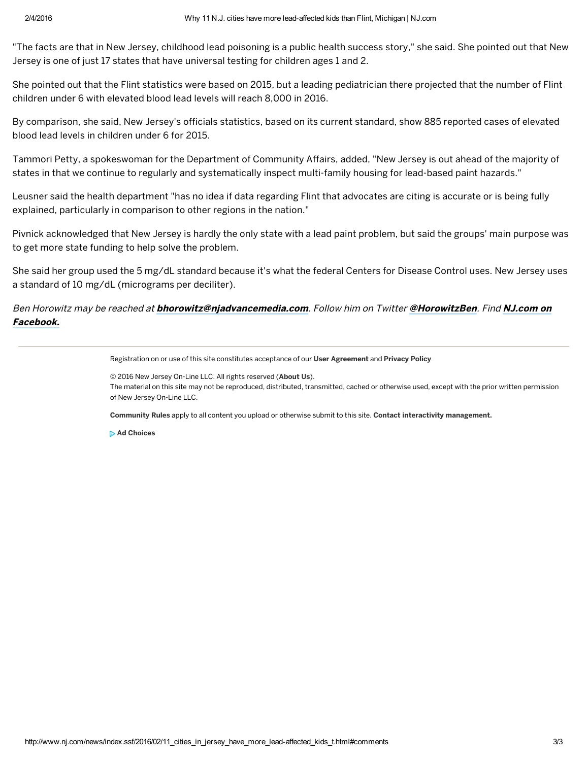"The facts are that in New Jersey, childhood lead poisoning is a public health success story," she said. She pointed out that New Jersey is one of just 17 states that have universal testing for children ages 1 and 2.

She pointed out that the Flint statistics were based on 2015, but a leading pediatrician there projected that the number of Flint children under 6 with elevated blood lead levels will reach 8,000 in 2016.

By comparison, she said, New Jersey's officials statistics, based on its current standard, show 885 reported cases of elevated blood lead levels in children under 6 for 2015.

Tammori Petty, a spokeswoman for the Department of Community Affairs, added, "New Jersey is out ahead of the majority of states in that we continue to regularly and systematically inspect multi-family housing for lead-based paint hazards."

Leusner said the health department "has no idea if data regarding Flint that advocates are citing is accurate or is being fully explained, particularly in comparison to other regions in the nation."

Pivnick acknowledged that New Jersey is hardly the only state with a lead paint problem, but said the groups' main purpose was to get more state funding to help solve the problem.

She said her group used the 5 mg/dL standard because it's what the federal Centers for Disease Control uses. New Jersey uses a standard of 10 mg/dL (micrograms per deciliter).

*Ben Horowitz may be reached at **bhorowitz@njadvancemedia.com**. Follow him on Twitter **@HorowitzBen**. Find **NJ.com on Facebook.***

---

Registration on or use of this site constitutes acceptance of our **User Agreement** and **Privacy Policy**

© 2016 New Jersey On-Line LLC. All rights reserved (**About Us**).
The material on this site may not be reproduced, distributed, transmitted, cached or otherwise used, except with the prior written permission of New Jersey On-Line LLC.

**Community Rules** apply to all content you upload or otherwise submit to this site. **Contact interactivity management.**

**Ad Choices**